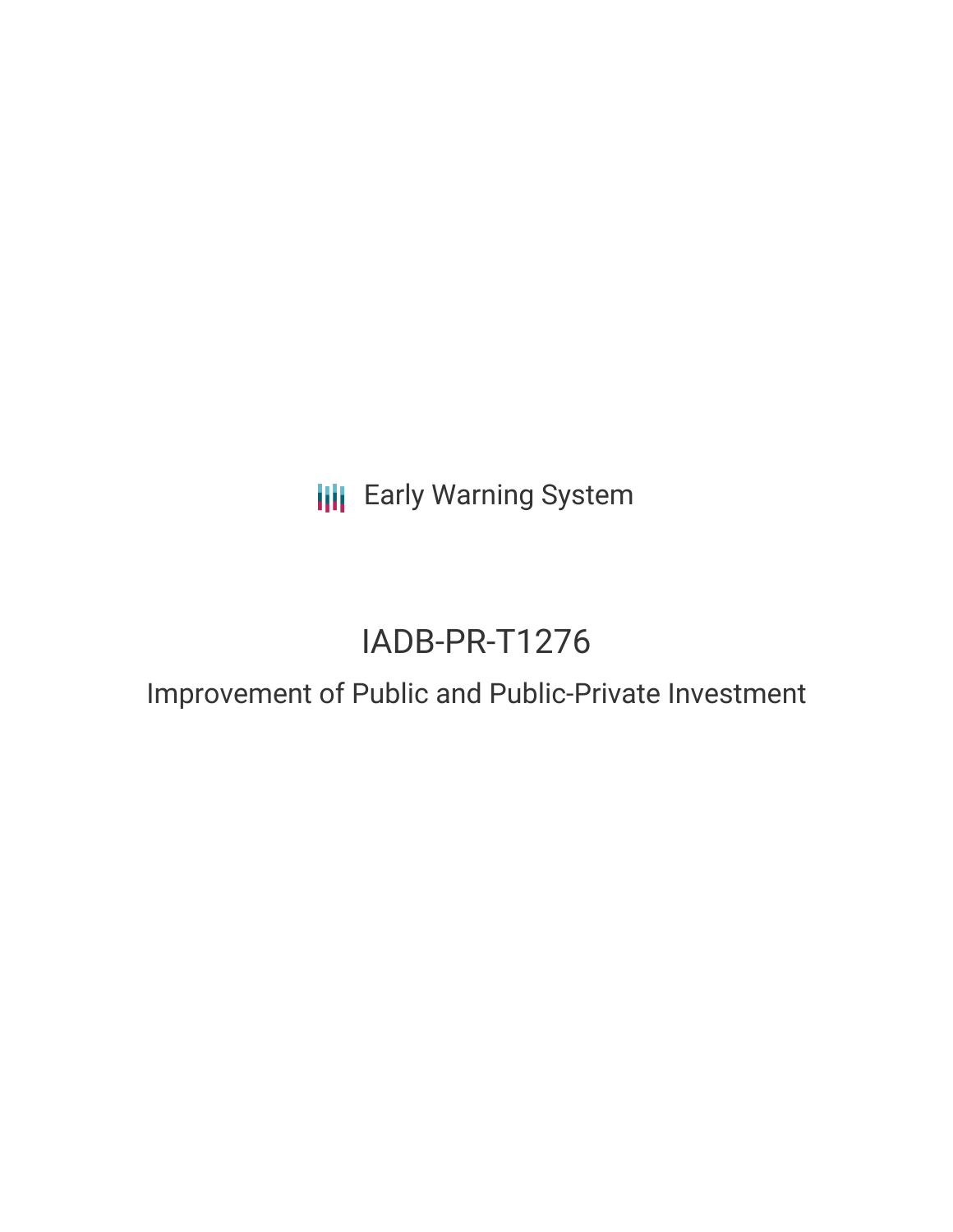Early Warning System

# IADB-PR-T1276

## Improvement of Public and Public-Private Investment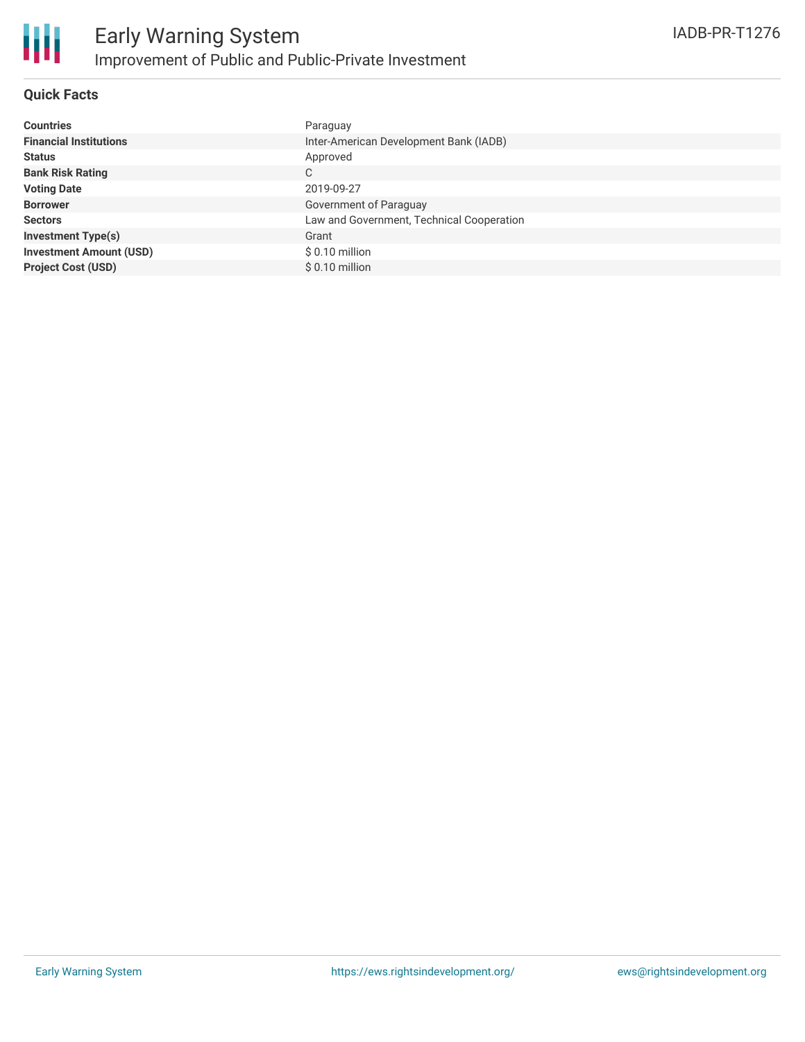# Early Warning System

## Improvement of Public and Public-Private Investment

IADB-PR-T1276

### Quick Facts

| | |
|---|---|
| **Countries** | Paraguay |
| **Financial Institutions** | Inter-American Development Bank (IADB) |
| **Status** | Approved |
| **Bank Risk Rating** | C |
| **Voting Date** | 2019-09-27 |
| **Borrower** | Government of Paraguay |
| **Sectors** | Law and Government, Technical Cooperation |
| **Investment Type(s)** | Grant |
| **Investment Amount (USD)** | $ 0.10 million |
| **Project Cost (USD)** | $ 0.10 million |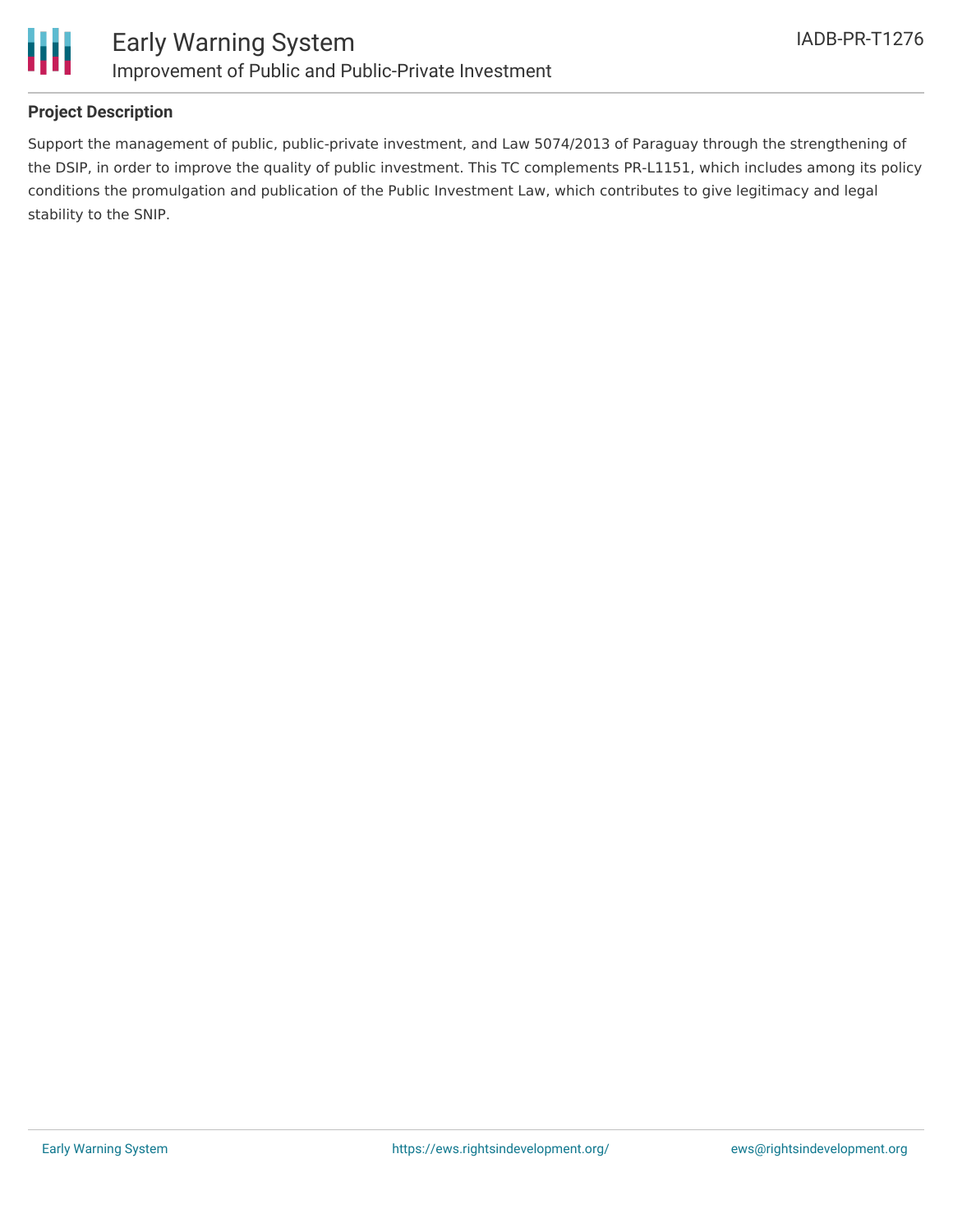**Project Description**

Support the management of public, public-private investment, and Law 5074/2013 of Paraguay through the strengthening of the DSIP, in order to improve the quality of public investment. This TC complements PR-L1151, which includes among its policy conditions the promulgation and publication of the Public Investment Law, which contributes to give legitimacy and legal stability to the SNIP.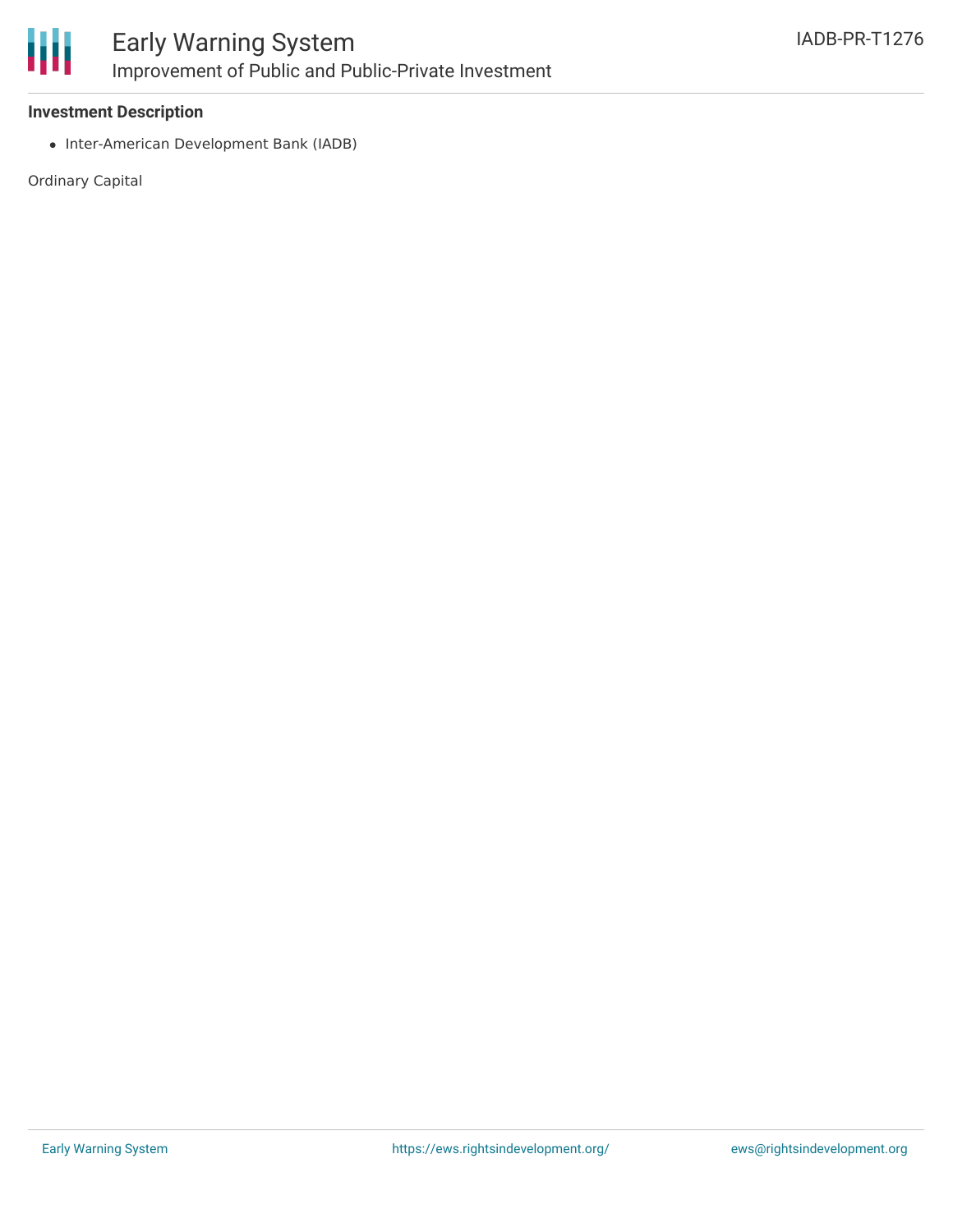**Investment Description**

- Inter-American Development Bank (IADB)

Ordinary Capital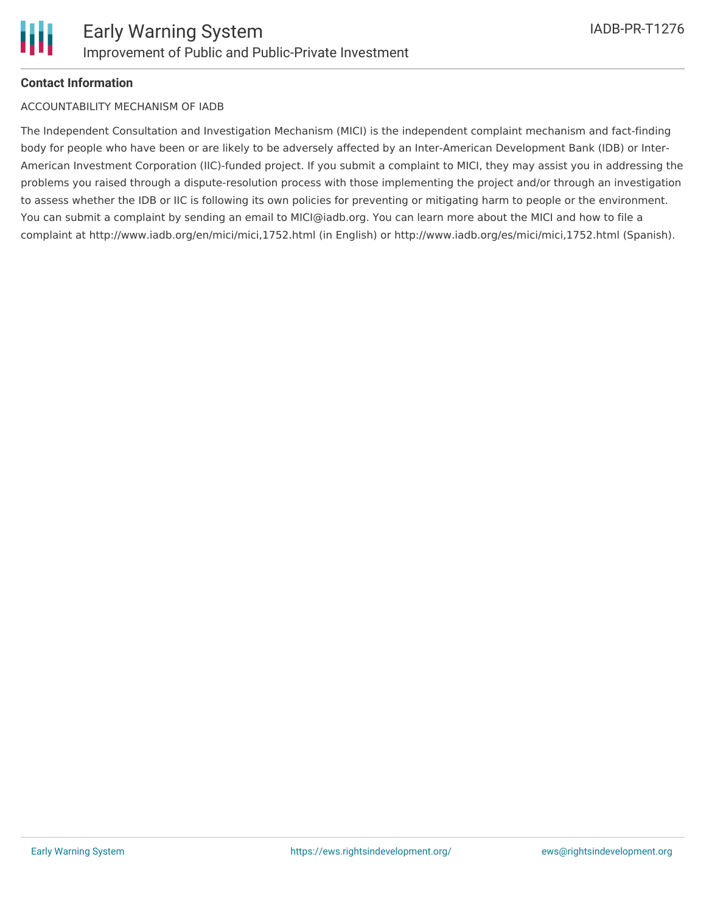**Contact Information**

ACCOUNTABILITY MECHANISM OF IADB

The Independent Consultation and Investigation Mechanism (MICI) is the independent complaint mechanism and fact-finding body for people who have been or are likely to be adversely affected by an Inter-American Development Bank (IDB) or Inter-American Investment Corporation (IIC)-funded project. If you submit a complaint to MICI, they may assist you in addressing the problems you raised through a dispute-resolution process with those implementing the project and/or through an investigation to assess whether the IDB or IIC is following its own policies for preventing or mitigating harm to people or the environment. You can submit a complaint by sending an email to MICI@iadb.org. You can learn more about the MICI and how to file a complaint at http://www.iadb.org/en/mici/mici,1752.html (in English) or http://www.iadb.org/es/mici/mici,1752.html (Spanish).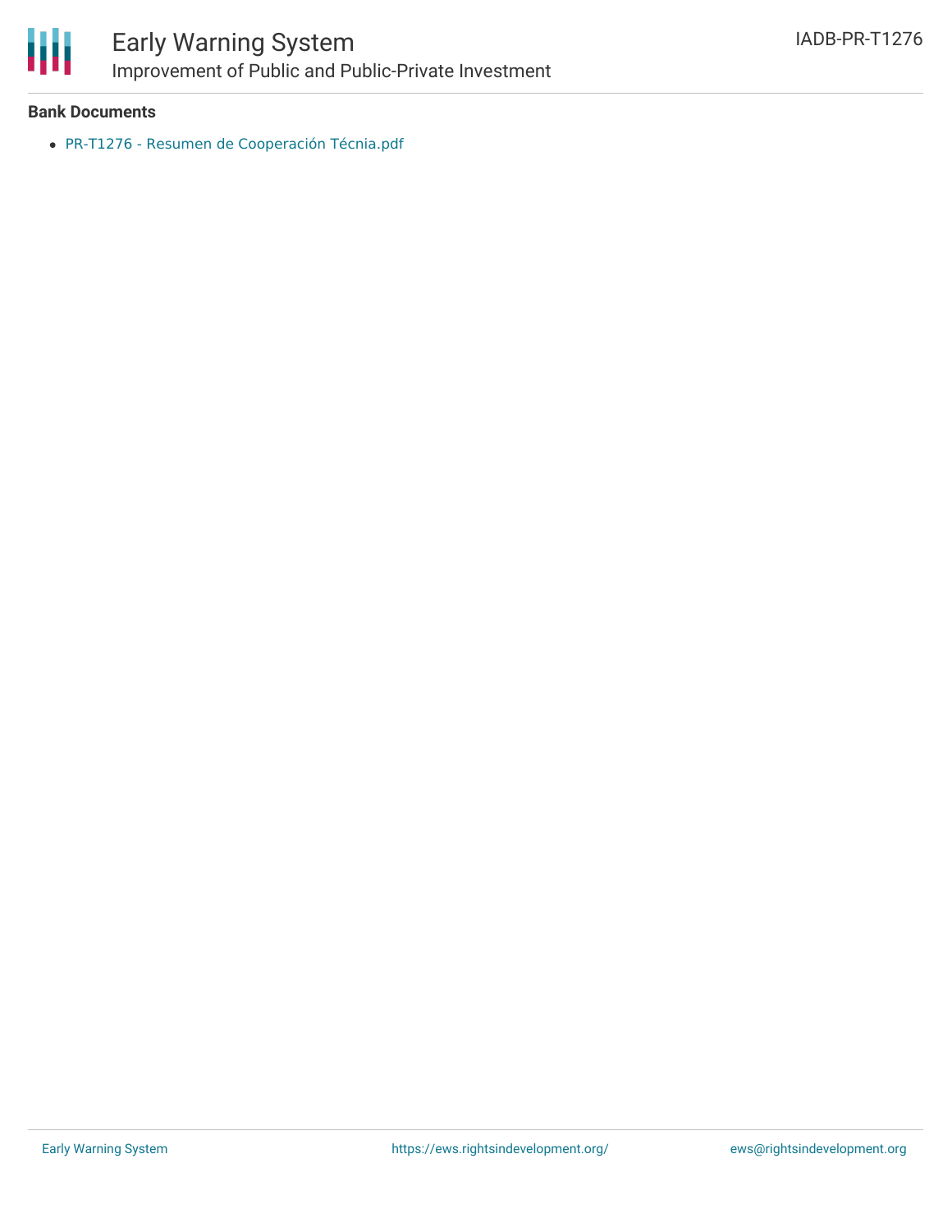**Bank Documents**

- PR-T1276 - Resumen de Cooperación Técnia.pdf